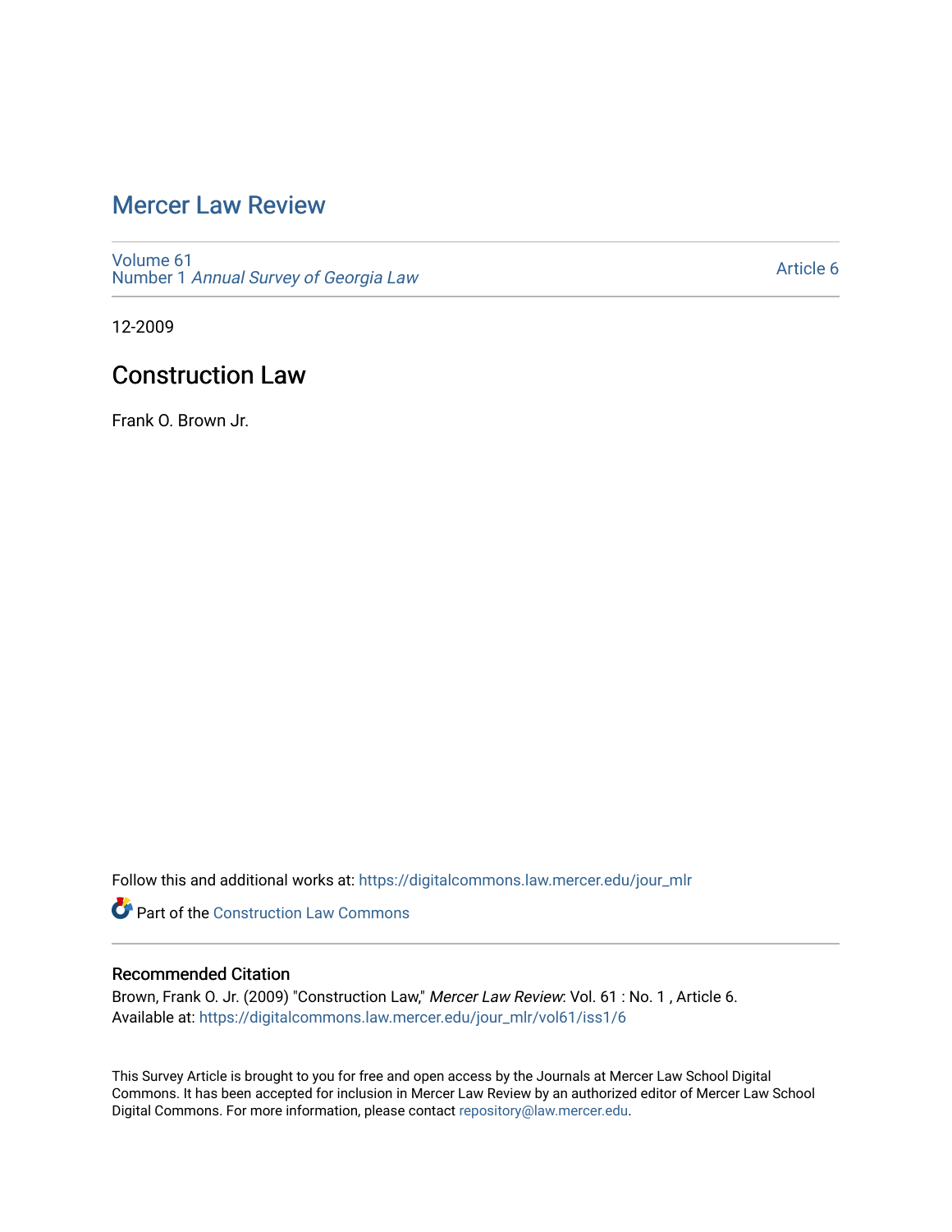# Mercer Law Review

Volume 61
Number 1 *Annual Survey of Georgia Law*

Article 6

12-2009

## Construction Law

Frank O. Brown Jr.

Follow this and additional works at: https://digitalcommons.law.mercer.edu/jour_mlr

Part of the Construction Law Commons

### Recommended Citation

Brown, Frank O. Jr. (2009) "Construction Law," *Mercer Law Review*: Vol. 61 : No. 1 , Article 6.
Available at: https://digitalcommons.law.mercer.edu/jour_mlr/vol61/iss1/6

This Survey Article is brought to you for free and open access by the Journals at Mercer Law School Digital Commons. It has been accepted for inclusion in Mercer Law Review by an authorized editor of Mercer Law School Digital Commons. For more information, please contact repository@law.mercer.edu.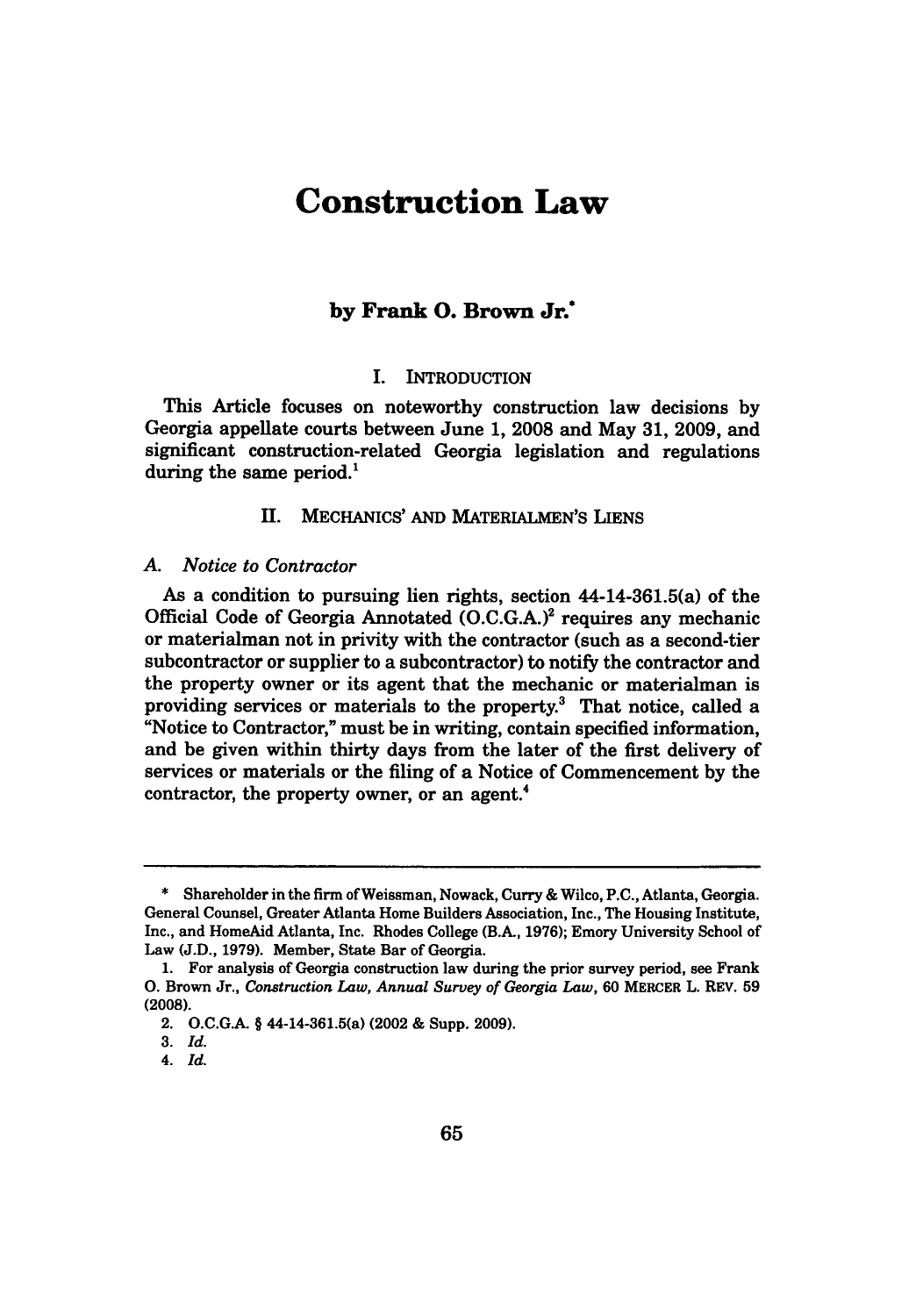# Construction Law

### by Frank O. Brown Jr.*

## I. INTRODUCTION

This Article focuses on noteworthy construction law decisions by Georgia appellate courts between June 1, 2008 and May 31, 2009, and significant construction-related Georgia legislation and regulations during the same period.[1]

## II. MECHANICS' AND MATERIALMEN'S LIENS

### A. Notice to Contractor

As a condition to pursuing lien rights, section 44-14-361.5(a) of the Official Code of Georgia Annotated (O.C.G.A.)[2] requires any mechanic or materialman not in privity with the contractor (such as a second-tier subcontractor or supplier to a subcontractor) to notify the contractor and the property owner or its agent that the mechanic or materialman is providing services or materials to the property.[3] That notice, called a "Notice to Contractor," must be in writing, contain specified information, and be given within thirty days from the later of the first delivery of services or materials or the filing of a Notice of Commencement by the contractor, the property owner, or an agent.[4]

---

\* Shareholder in the firm of Weissman, Nowack, Curry & Wilco, P.C., Atlanta, Georgia. General Counsel, Greater Atlanta Home Builders Association, Inc., The Housing Institute, Inc., and HomeAid Atlanta, Inc. Rhodes College (B.A., 1976); Emory University School of Law (J.D., 1979). Member, State Bar of Georgia.

1. For analysis of Georgia construction law during the prior survey period, see Frank O. Brown Jr., *Construction Law, Annual Survey of Georgia Law*, 60 MERCER L. REV. 59 (2008).

2. O.C.G.A. § 44-14-361.5(a) (2002 & Supp. 2009).

3. *Id.*

4. *Id.*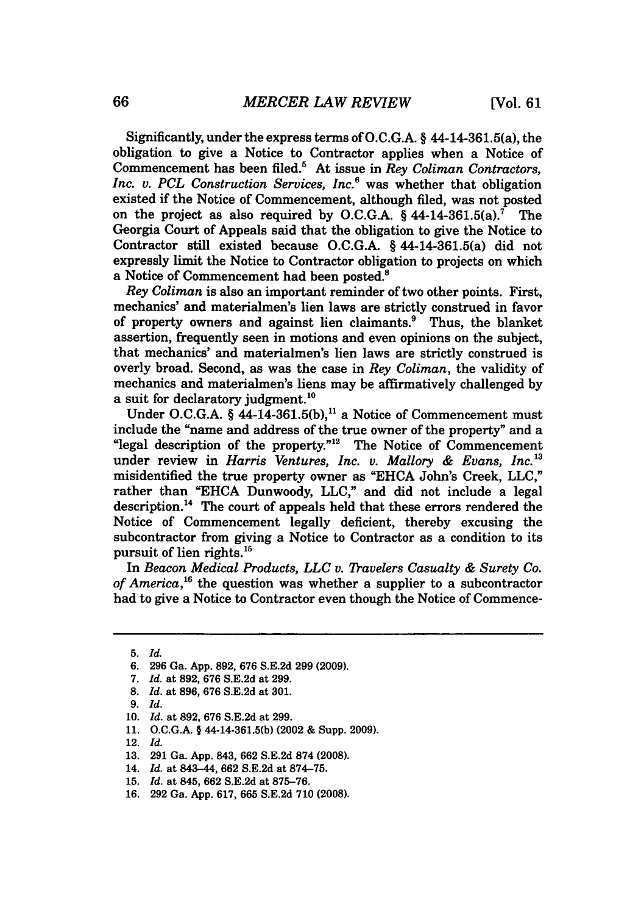Significantly, under the express terms of O.C.G.A. § 44-14-361.5(a), the obligation to give a Notice to Contractor applies when a Notice of Commencement has been filed.[5] At issue in *Rey Coliman Contractors, Inc. v. PCL Construction Services, Inc.*[6] was whether that obligation existed if the Notice of Commencement, although filed, was not posted on the project as also required by O.C.G.A. § 44-14-361.5(a).[7] The Georgia Court of Appeals said that the obligation to give the Notice to Contractor still existed because O.C.G.A. § 44-14-361.5(a) did not expressly limit the Notice to Contractor obligation to projects on which a Notice of Commencement had been posted.[8]

*Rey Coliman* is also an important reminder of two other points. First, mechanics' and materialmen's lien laws are strictly construed in favor of property owners and against lien claimants.[9] Thus, the blanket assertion, frequently seen in motions and even opinions on the subject, that mechanics' and materialmen's lien laws are strictly construed is overly broad. Second, as was the case in *Rey Coliman*, the validity of mechanics and materialmen's liens may be affirmatively challenged by a suit for declaratory judgment.[10]

Under O.C.G.A. § 44-14-361.5(b),[11] a Notice of Commencement must include the "name and address of the true owner of the property" and a "legal description of the property."[12] The Notice of Commencement under review in *Harris Ventures, Inc. v. Mallory & Evans, Inc.*[13] misidentified the true property owner as "EHCA John's Creek, LLC," rather than "EHCA Dunwoody, LLC," and did not include a legal description.[14] The court of appeals held that these errors rendered the Notice of Commencement legally deficient, thereby excusing the subcontractor from giving a Notice to Contractor as a condition to its pursuit of lien rights.[15]

In *Beacon Medical Products, LLC v. Travelers Casualty & Surety Co. of America*,[16] the question was whether a supplier to a subcontractor had to give a Notice to Contractor even though the Notice of Commence-

---

5. *Id.*
6. 296 Ga. App. 892, 676 S.E.2d 299 (2009).
7. *Id.* at 892, 676 S.E.2d at 299.
8. *Id.* at 896, 676 S.E.2d at 301.
9. *Id.*
10. *Id.* at 892, 676 S.E.2d at 299.
11. O.C.G.A. § 44-14-361.5(b) (2002 & Supp. 2009).
12. *Id.*
13. 291 Ga. App. 843, 662 S.E.2d 874 (2008).
14. *Id.* at 843–44, 662 S.E.2d at 874–75.
15. *Id.* at 845, 662 S.E.2d at 875–76.
16. 292 Ga. App. 617, 665 S.E.2d 710 (2008).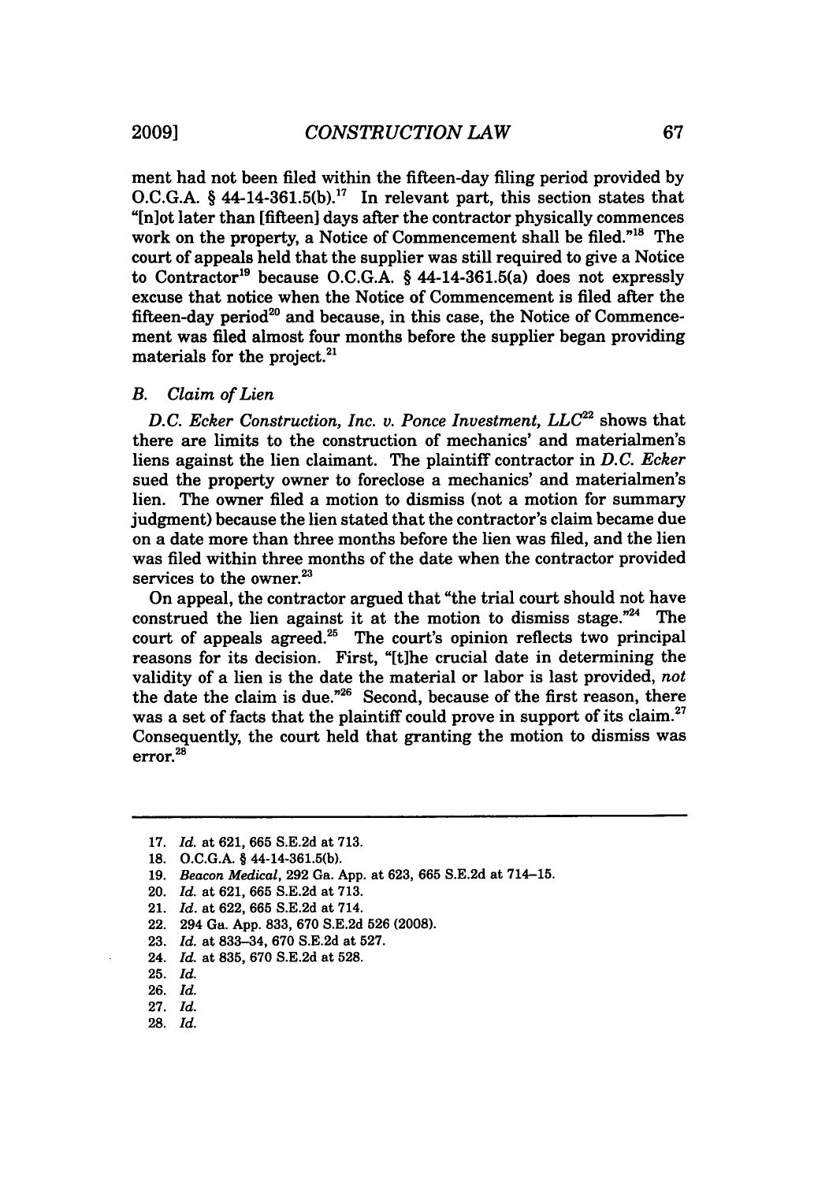ment had not been filed within the fifteen-day filing period provided by O.C.G.A. § 44-14-361.5(b).[17] In relevant part, this section states that "[n]ot later than [fifteen] days after the contractor physically commences work on the property, a Notice of Commencement shall be filed."[18] The court of appeals held that the supplier was still required to give a Notice to Contractor[19] because O.C.G.A. § 44-14-361.5(a) does not expressly excuse that notice when the Notice of Commencement is filed after the fifteen-day period[20] and because, in this case, the Notice of Commencement was filed almost four months before the supplier began providing materials for the project.[21]

### *B. Claim of Lien*

*D.C. Ecker Construction, Inc. v. Ponce Investment, LLC*[22] shows that there are limits to the construction of mechanics' and materialmen's liens against the lien claimant. The plaintiff contractor in *D.C. Ecker* sued the property owner to foreclose a mechanics' and materialmen's lien. The owner filed a motion to dismiss (not a motion for summary judgment) because the lien stated that the contractor's claim became due on a date more than three months before the lien was filed, and the lien was filed within three months of the date when the contractor provided services to the owner.[23]

On appeal, the contractor argued that "the trial court should not have construed the lien against it at the motion to dismiss stage."[24] The court of appeals agreed.[25] The court's opinion reflects two principal reasons for its decision. First, "[t]he crucial date in determining the validity of a lien is the date the material or labor is last provided, *not* the date the claim is due."[26] Second, because of the first reason, there was a set of facts that the plaintiff could prove in support of its claim.[27] Consequently, the court held that granting the motion to dismiss was error.[28]

---

17. *Id.* at 621, 665 S.E.2d at 713.
18. O.C.G.A. § 44-14-361.5(b).
19. *Beacon Medical*, 292 Ga. App. at 623, 665 S.E.2d at 714–15.
20. *Id.* at 621, 665 S.E.2d at 713.
21. *Id.* at 622, 665 S.E.2d at 714.
22. 294 Ga. App. 833, 670 S.E.2d 526 (2008).
23. *Id.* at 833–34, 670 S.E.2d at 527.
24. *Id.* at 835, 670 S.E.2d at 528.
25. *Id.*
26. *Id.*
27. *Id.*
28. *Id.*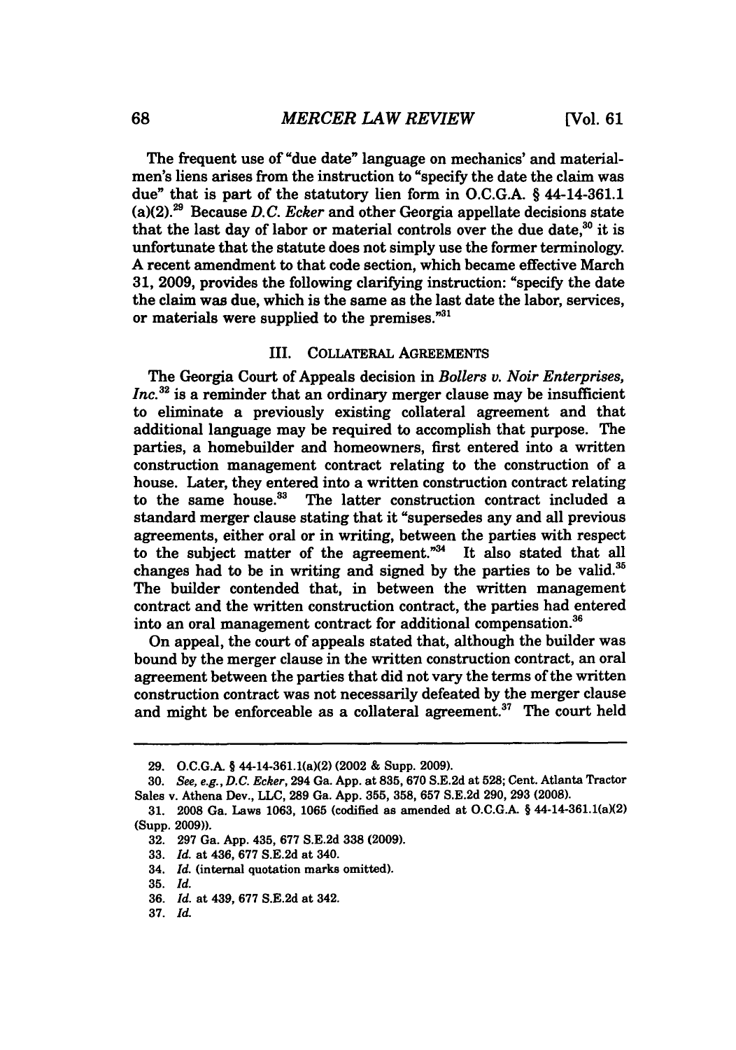The frequent use of "due date" language on mechanics' and materialmen's liens arises from the instruction to "specify the date the claim was due" that is part of the statutory lien form in O.C.G.A. § 44-14-361.1 (a)(2).[29] Because *D.C. Ecker* and other Georgia appellate decisions state that the last day of labor or material controls over the due date,[30] it is unfortunate that the statute does not simply use the former terminology. A recent amendment to that code section, which became effective March 31, 2009, provides the following clarifying instruction: "specify the date the claim was due, which is the same as the last date the labor, services, or materials were supplied to the premises."[31]

## III. COLLATERAL AGREEMENTS

The Georgia Court of Appeals decision in *Bollers v. Noir Enterprises, Inc.*[32] is a reminder that an ordinary merger clause may be insufficient to eliminate a previously existing collateral agreement and that additional language may be required to accomplish that purpose. The parties, a homebuilder and homeowners, first entered into a written construction management contract relating to the construction of a house. Later, they entered into a written construction contract relating to the same house.[33] The latter construction contract included a standard merger clause stating that it "supersedes any and all previous agreements, either oral or in writing, between the parties with respect to the subject matter of the agreement."[34] It also stated that all changes had to be in writing and signed by the parties to be valid.[35] The builder contended that, in between the written management contract and the written construction contract, the parties had entered into an oral management contract for additional compensation.[36]

On appeal, the court of appeals stated that, although the builder was bound by the merger clause in the written construction contract, an oral agreement between the parties that did not vary the terms of the written construction contract was not necessarily defeated by the merger clause and might be enforceable as a collateral agreement.[37] The court held

---

29. O.C.G.A. § 44-14-361.1(a)(2) (2002 & Supp. 2009).

30. *See, e.g.*, *D.C. Ecker*, 294 Ga. App. at 835, 670 S.E.2d at 528; Cent. Atlanta Tractor Sales v. Athena Dev., LLC, 289 Ga. App. 355, 358, 657 S.E.2d 290, 293 (2008).

31. 2008 Ga. Laws 1063, 1065 (codified as amended at O.C.G.A. § 44-14-361.1(a)(2) (Supp. 2009)).

32. 297 Ga. App. 435, 677 S.E.2d 338 (2009).

33. *Id.* at 436, 677 S.E.2d at 340.

34. *Id.* (internal quotation marks omitted).

35. *Id.*

36. *Id.* at 439, 677 S.E.2d at 342.

37. *Id.*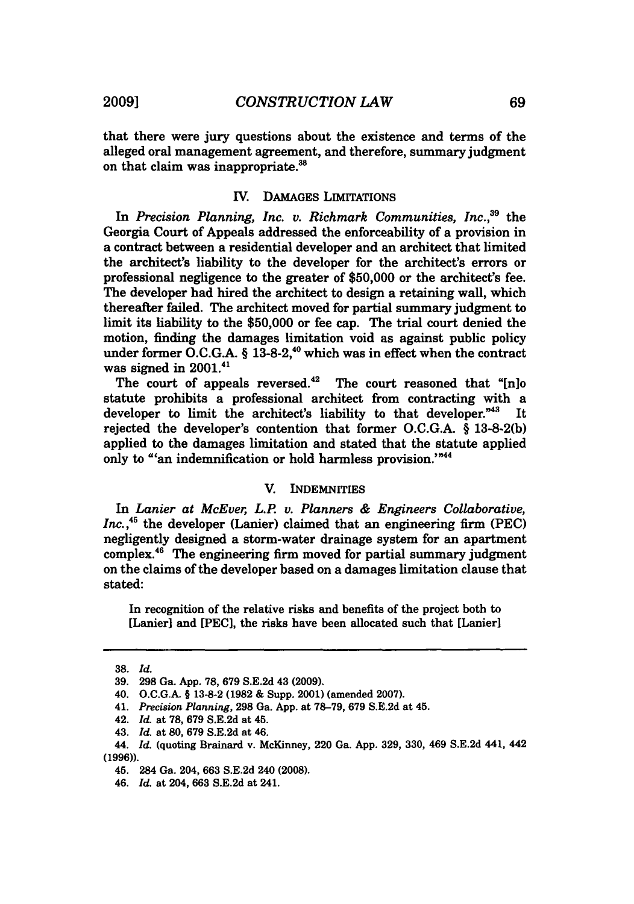that there were jury questions about the existence and terms of the alleged oral management agreement, and therefore, summary judgment on that claim was inappropriate.[38]

## IV. DAMAGES LIMITATIONS

In *Precision Planning, Inc. v. Richmark Communities, Inc.*,[39] the Georgia Court of Appeals addressed the enforceability of a provision in a contract between a residential developer and an architect that limited the architect's liability to the developer for the architect's errors or professional negligence to the greater of $50,000 or the architect's fee. The developer had hired the architect to design a retaining wall, which thereafter failed. The architect moved for partial summary judgment to limit its liability to the $50,000 or fee cap. The trial court denied the motion, finding the damages limitation void as against public policy under former O.C.G.A. § 13-8-2,[40] which was in effect when the contract was signed in 2001.[41]

The court of appeals reversed.[42] The court reasoned that "[n]o statute prohibits a professional architect from contracting with a developer to limit the architect's liability to that developer."[43] It rejected the developer's contention that former O.C.G.A. § 13-8-2(b) applied to the damages limitation and stated that the statute applied only to "'an indemnification or hold harmless provision.'"[44]

## V. INDEMNITIES

In *Lanier at McEver, L.P. v. Planners & Engineers Collaborative, Inc.*,[45] the developer (Lanier) claimed that an engineering firm (PEC) negligently designed a storm-water drainage system for an apartment complex.[46] The engineering firm moved for partial summary judgment on the claims of the developer based on a damages limitation clause that stated:

> In recognition of the relative risks and benefits of the project both to [Lanier] and [PEC], the risks have been allocated such that [Lanier]

---

38. *Id.*

39. 298 Ga. App. 78, 679 S.E.2d 43 (2009).

40. O.C.G.A. § 13-8-2 (1982 & Supp. 2001) (amended 2007).

41. *Precision Planning*, 298 Ga. App. at 78–79, 679 S.E.2d at 45.

42. *Id.* at 78, 679 S.E.2d at 45.

43. *Id.* at 80, 679 S.E.2d at 46.

44. *Id.* (quoting Brainard v. McKinney, 220 Ga. App. 329, 330, 469 S.E.2d 441, 442 (1996)).

45. 284 Ga. 204, 663 S.E.2d 240 (2008).

46. *Id.* at 204, 663 S.E.2d at 241.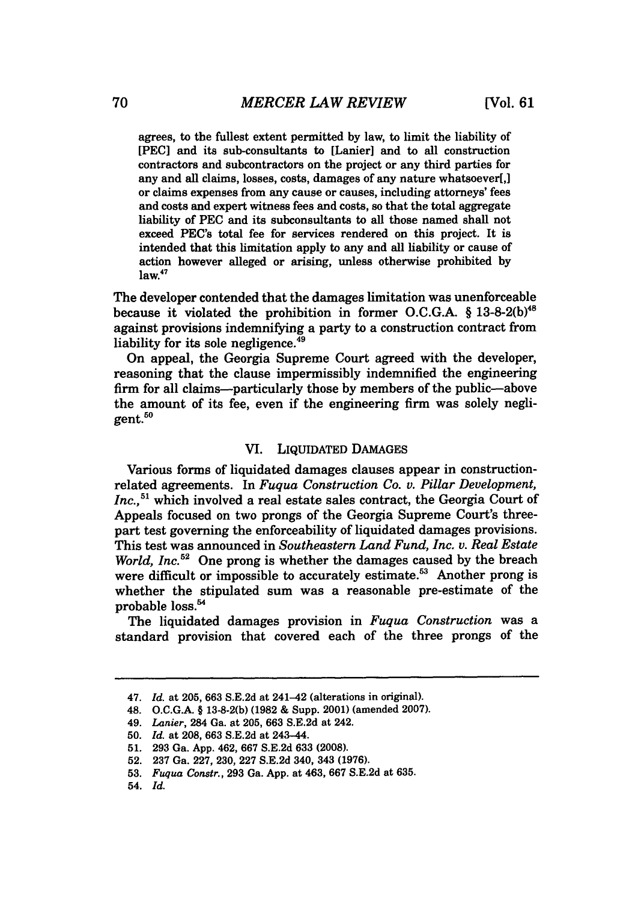agrees, to the fullest extent permitted by law, to limit the liability of [PEC] and its sub-consultants to [Lanier] and to all construction contractors and subcontractors on the project or any third parties for any and all claims, losses, costs, damages of any nature whatsoever[,] or claims expenses from any cause or causes, including attorneys' fees and costs and expert witness fees and costs, so that the total aggregate liability of PEC and its subconsultants to all those named shall not exceed PEC's total fee for services rendered on this project. It is intended that this limitation apply to any and all liability or cause of action however alleged or arising, unless otherwise prohibited by law.[47]

The developer contended that the damages limitation was unenforceable because it violated the prohibition in former O.C.G.A. § 13-8-2(b)[48] against provisions indemnifying a party to a construction contract from liability for its sole negligence.[49]

On appeal, the Georgia Supreme Court agreed with the developer, reasoning that the clause impermissibly indemnified the engineering firm for all claims—particularly those by members of the public—above the amount of its fee, even if the engineering firm was solely negligent.[50]

## VI. LIQUIDATED DAMAGES

Various forms of liquidated damages clauses appear in construction-related agreements. In *Fuqua Construction Co. v. Pillar Development, Inc.*,[51] which involved a real estate sales contract, the Georgia Court of Appeals focused on two prongs of the Georgia Supreme Court's three-part test governing the enforceability of liquidated damages provisions. This test was announced in *Southeastern Land Fund, Inc. v. Real Estate World, Inc.*[52] One prong is whether the damages caused by the breach were difficult or impossible to accurately estimate.[53] Another prong is whether the stipulated sum was a reasonable pre-estimate of the probable loss.[54]

The liquidated damages provision in *Fuqua Construction* was a standard provision that covered each of the three prongs of the

---

47. *Id.* at 205, 663 S.E.2d at 241–42 (alterations in original).

48. O.C.G.A. § 13-8-2(b) (1982 & Supp. 2001) (amended 2007).

49. *Lanier*, 284 Ga. at 205, 663 S.E.2d at 242.

50. *Id.* at 208, 663 S.E.2d at 243–44.

51. 293 Ga. App. 462, 667 S.E.2d 633 (2008).

52. 237 Ga. 227, 230, 227 S.E.2d 340, 343 (1976).

53. *Fuqua Constr.*, 293 Ga. App. at 463, 667 S.E.2d at 635.

54. *Id.*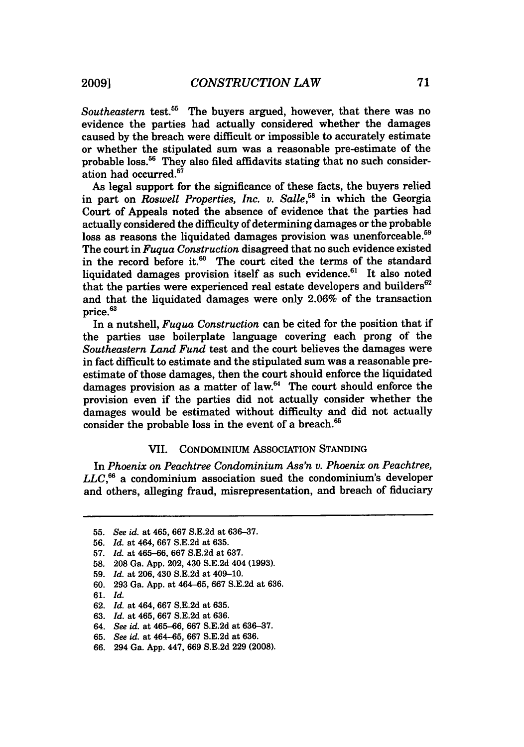*Southeastern* test.[55] The buyers argued, however, that there was no evidence the parties had actually considered whether the damages caused by the breach were difficult or impossible to accurately estimate or whether the stipulated sum was a reasonable pre-estimate of the probable loss.[56] They also filed affidavits stating that no such consideration had occurred.[57]

As legal support for the significance of these facts, the buyers relied in part on *Roswell Properties, Inc. v. Salle*,[58] in which the Georgia Court of Appeals noted the absence of evidence that the parties had actually considered the difficulty of determining damages or the probable loss as reasons the liquidated damages provision was unenforceable.[59] The court in *Fuqua Construction* disagreed that no such evidence existed in the record before it.[60] The court cited the terms of the standard liquidated damages provision itself as such evidence.[61] It also noted that the parties were experienced real estate developers and builders[62] and that the liquidated damages were only 2.06% of the transaction price.[63]

In a nutshell, *Fuqua Construction* can be cited for the position that if the parties use boilerplate language covering each prong of the *Southeastern Land Fund* test and the court believes the damages were in fact difficult to estimate and the stipulated sum was a reasonable pre-estimate of those damages, then the court should enforce the liquidated damages provision as a matter of law.[64] The court should enforce the provision even if the parties did not actually consider whether the damages would be estimated without difficulty and did not actually consider the probable loss in the event of a breach.[65]

## VII. CONDOMINIUM ASSOCIATION STANDING

In *Phoenix on Peachtree Condominium Ass'n v. Phoenix on Peachtree, LLC*,[66] a condominium association sued the condominium's developer and others, alleging fraud, misrepresentation, and breach of fiduciary

55. *See id.* at 465, 667 S.E.2d at 636–37.
56. *Id.* at 464, 667 S.E.2d at 635.
57. *Id.* at 465–66, 667 S.E.2d at 637.
58. 208 Ga. App. 202, 430 S.E.2d 404 (1993).
59. *Id.* at 206, 430 S.E.2d at 409–10.
60. 293 Ga. App. at 464–65, 667 S.E.2d at 636.
61. *Id.*
62. *Id.* at 464, 667 S.E.2d at 635.
63. *Id.* at 465, 667 S.E.2d at 636.
64. *See id.* at 465–66, 667 S.E.2d at 636–37.
65. *See id.* at 464–65, 667 S.E.2d at 636.
66. 294 Ga. App. 447, 669 S.E.2d 229 (2008).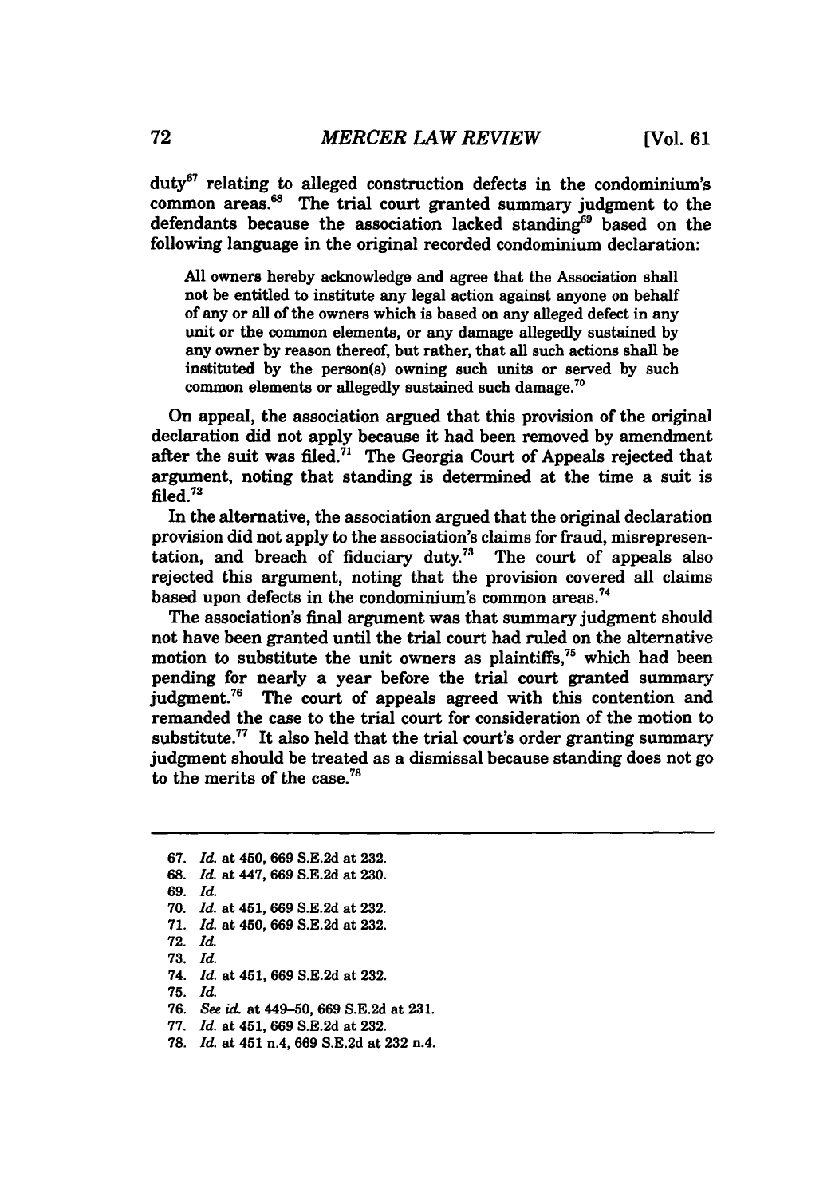duty[67] relating to alleged construction defects in the condominium's common areas.[68] The trial court granted summary judgment to the defendants because the association lacked standing[69] based on the following language in the original recorded condominium declaration:

> All owners hereby acknowledge and agree that the Association shall not be entitled to institute any legal action against anyone on behalf of any or all of the owners which is based on any alleged defect in any unit or the common elements, or any damage allegedly sustained by any owner by reason thereof, but rather, that all such actions shall be instituted by the person(s) owning such units or served by such common elements or allegedly sustained such damage.[70]

On appeal, the association argued that this provision of the original declaration did not apply because it had been removed by amendment after the suit was filed.[71] The Georgia Court of Appeals rejected that argument, noting that standing is determined at the time a suit is filed.[72]

In the alternative, the association argued that the original declaration provision did not apply to the association's claims for fraud, misrepresentation, and breach of fiduciary duty.[73] The court of appeals also rejected this argument, noting that the provision covered all claims based upon defects in the condominium's common areas.[74]

The association's final argument was that summary judgment should not have been granted until the trial court had ruled on the alternative motion to substitute the unit owners as plaintiffs,[75] which had been pending for nearly a year before the trial court granted summary judgment.[76] The court of appeals agreed with this contention and remanded the case to the trial court for consideration of the motion to substitute.[77] It also held that the trial court's order granting summary judgment should be treated as a dismissal because standing does not go to the merits of the case.[78]

---

67. *Id.* at 450, 669 S.E.2d at 232.
68. *Id.* at 447, 669 S.E.2d at 230.
69. *Id.*
70. *Id.* at 451, 669 S.E.2d at 232.
71. *Id.* at 450, 669 S.E.2d at 232.
72. *Id.*
73. *Id.*
74. *Id.* at 451, 669 S.E.2d at 232.
75. *Id.*
76. *See id.* at 449–50, 669 S.E.2d at 231.
77. *Id.* at 451, 669 S.E.2d at 232.
78. *Id.* at 451 n.4, 669 S.E.2d at 232 n.4.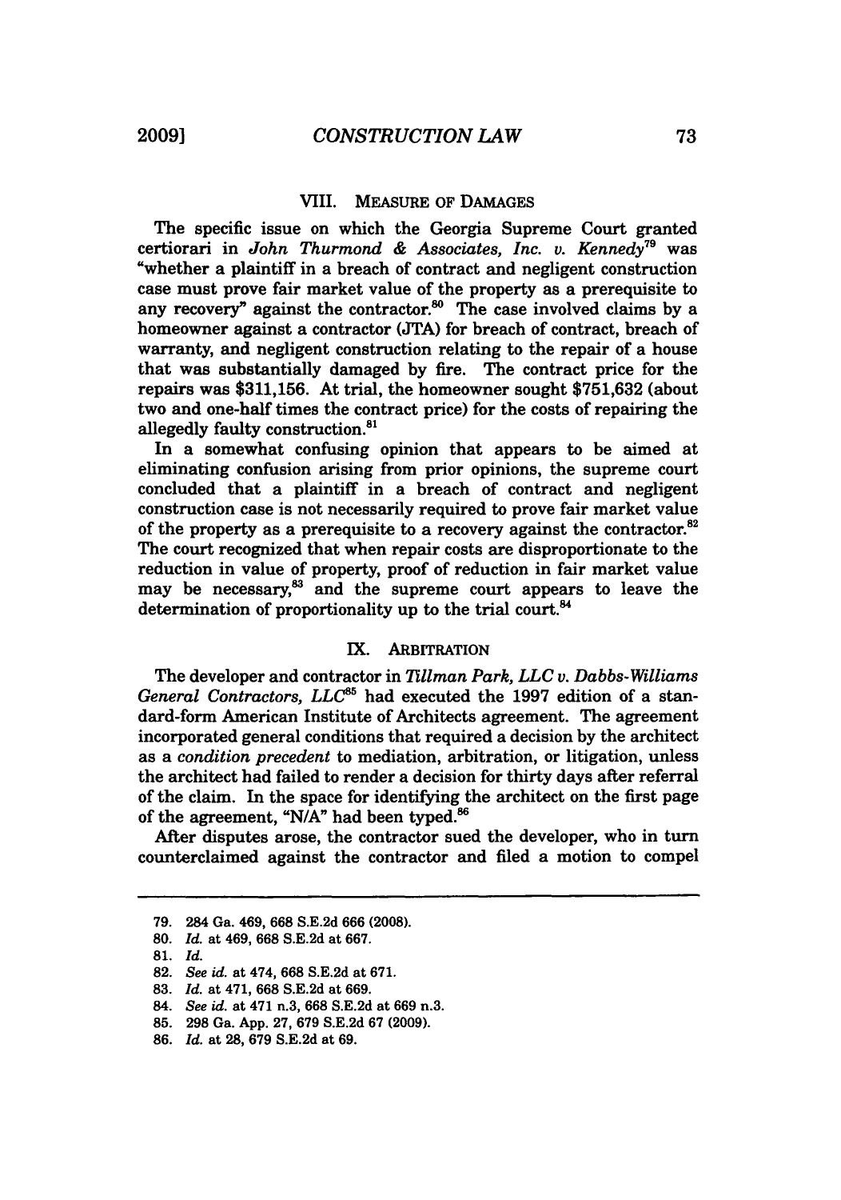## VIII. MEASURE OF DAMAGES

The specific issue on which the Georgia Supreme Court granted certiorari in *John Thurmond & Associates, Inc. v. Kennedy*[79] was "whether a plaintiff in a breach of contract and negligent construction case must prove fair market value of the property as a prerequisite to any recovery" against the contractor.[80] The case involved claims by a homeowner against a contractor (JTA) for breach of contract, breach of warranty, and negligent construction relating to the repair of a house that was substantially damaged by fire. The contract price for the repairs was $311,156. At trial, the homeowner sought $751,632 (about two and one-half times the contract price) for the costs of repairing the allegedly faulty construction.[81]

In a somewhat confusing opinion that appears to be aimed at eliminating confusion arising from prior opinions, the supreme court concluded that a plaintiff in a breach of contract and negligent construction case is not necessarily required to prove fair market value of the property as a prerequisite to a recovery against the contractor.[82] The court recognized that when repair costs are disproportionate to the reduction in value of property, proof of reduction in fair market value may be necessary,[83] and the supreme court appears to leave the determination of proportionality up to the trial court.[84]

## IX. ARBITRATION

The developer and contractor in *Tillman Park, LLC v. Dabbs-Williams General Contractors, LLC*[85] had executed the 1997 edition of a standard-form American Institute of Architects agreement. The agreement incorporated general conditions that required a decision by the architect as a *condition precedent* to mediation, arbitration, or litigation, unless the architect had failed to render a decision for thirty days after referral of the claim. In the space for identifying the architect on the first page of the agreement, "N/A" had been typed.[86]

After disputes arose, the contractor sued the developer, who in turn counterclaimed against the contractor and filed a motion to compel

---

79. 284 Ga. 469, 668 S.E.2d 666 (2008).

80. *Id.* at 469, 668 S.E.2d at 667.

81. *Id.*

82. *See id.* at 474, 668 S.E.2d at 671.

83. *Id.* at 471, 668 S.E.2d at 669.

84. *See id.* at 471 n.3, 668 S.E.2d at 669 n.3.

85. 298 Ga. App. 27, 679 S.E.2d 67 (2009).

86. *Id.* at 28, 679 S.E.2d at 69.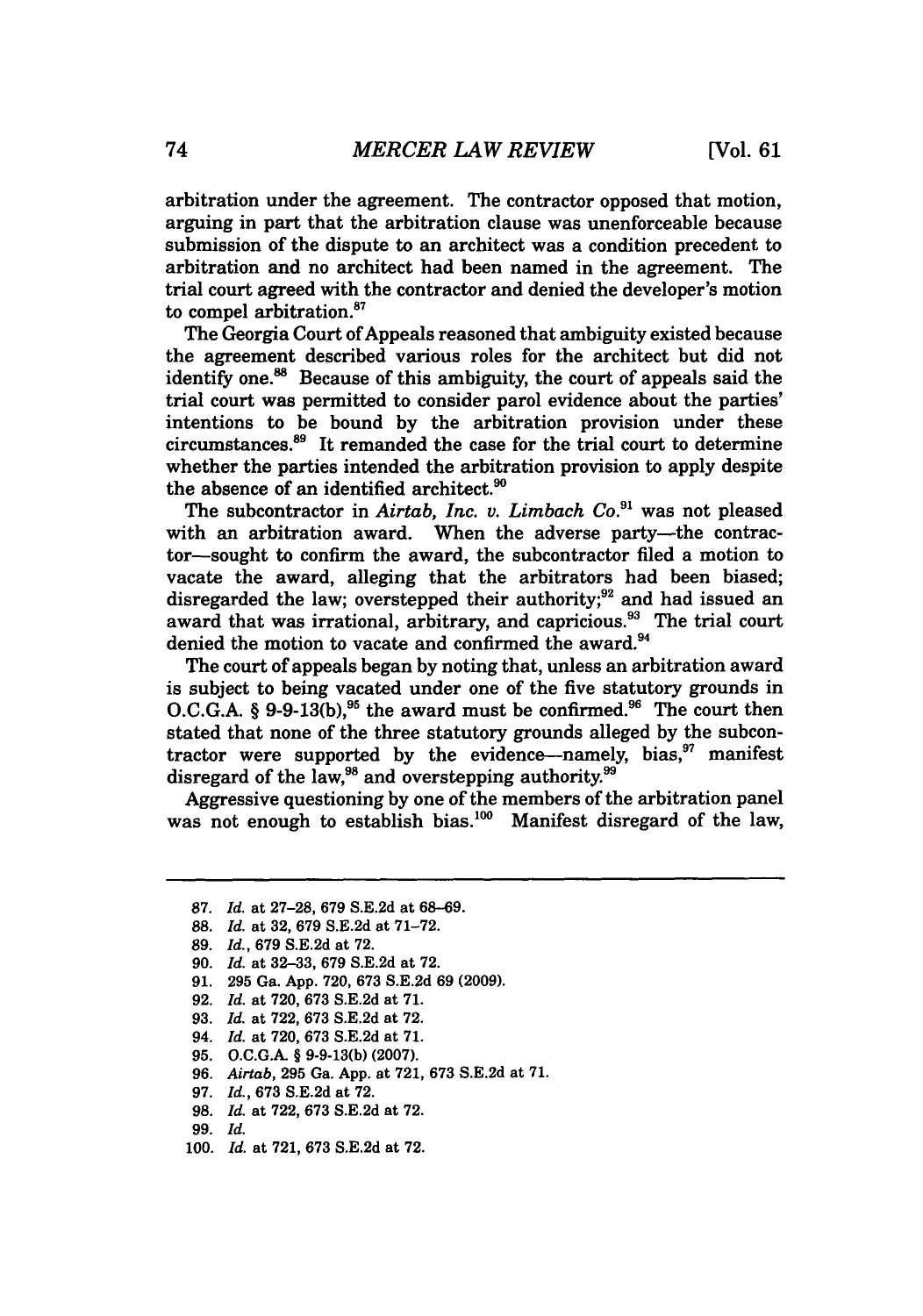arbitration under the agreement. The contractor opposed that motion, arguing in part that the arbitration clause was unenforceable because submission of the dispute to an architect was a condition precedent to arbitration and no architect had been named in the agreement. The trial court agreed with the contractor and denied the developer's motion to compel arbitration.[87]

The Georgia Court of Appeals reasoned that ambiguity existed because the agreement described various roles for the architect but did not identify one.[88] Because of this ambiguity, the court of appeals said the trial court was permitted to consider parol evidence about the parties' intentions to be bound by the arbitration provision under these circumstances.[89] It remanded the case for the trial court to determine whether the parties intended the arbitration provision to apply despite the absence of an identified architect.[90]

The subcontractor in *Airtab, Inc. v. Limbach Co.*[91] was not pleased with an arbitration award. When the adverse party—the contractor—sought to confirm the award, the subcontractor filed a motion to vacate the award, alleging that the arbitrators had been biased; disregarded the law; overstepped their authority;[92] and had issued an award that was irrational, arbitrary, and capricious.[93] The trial court denied the motion to vacate and confirmed the award.[94]

The court of appeals began by noting that, unless an arbitration award is subject to being vacated under one of the five statutory grounds in O.C.G.A. § 9-9-13(b),[95] the award must be confirmed.[96] The court then stated that none of the three statutory grounds alleged by the subcontractor were supported by the evidence—namely, bias,[97] manifest disregard of the law,[98] and overstepping authority.[99]

Aggressive questioning by one of the members of the arbitration panel was not enough to establish bias.[100] Manifest disregard of the law,

---

87. *Id.* at 27–28, 679 S.E.2d at 68–69.
88. *Id.* at 32, 679 S.E.2d at 71–72.
89. *Id.*, 679 S.E.2d at 72.
90. *Id.* at 32–33, 679 S.E.2d at 72.
91. 295 Ga. App. 720, 673 S.E.2d 69 (2009).
92. *Id.* at 720, 673 S.E.2d at 71.
93. *Id.* at 722, 673 S.E.2d at 72.
94. *Id.* at 720, 673 S.E.2d at 71.
95. O.C.G.A. § 9-9-13(b) (2007).
96. *Airtab*, 295 Ga. App. at 721, 673 S.E.2d at 71.
97. *Id.*, 673 S.E.2d at 72.
98. *Id.* at 722, 673 S.E.2d at 72.
99. *Id.*
100. *Id.* at 721, 673 S.E.2d at 72.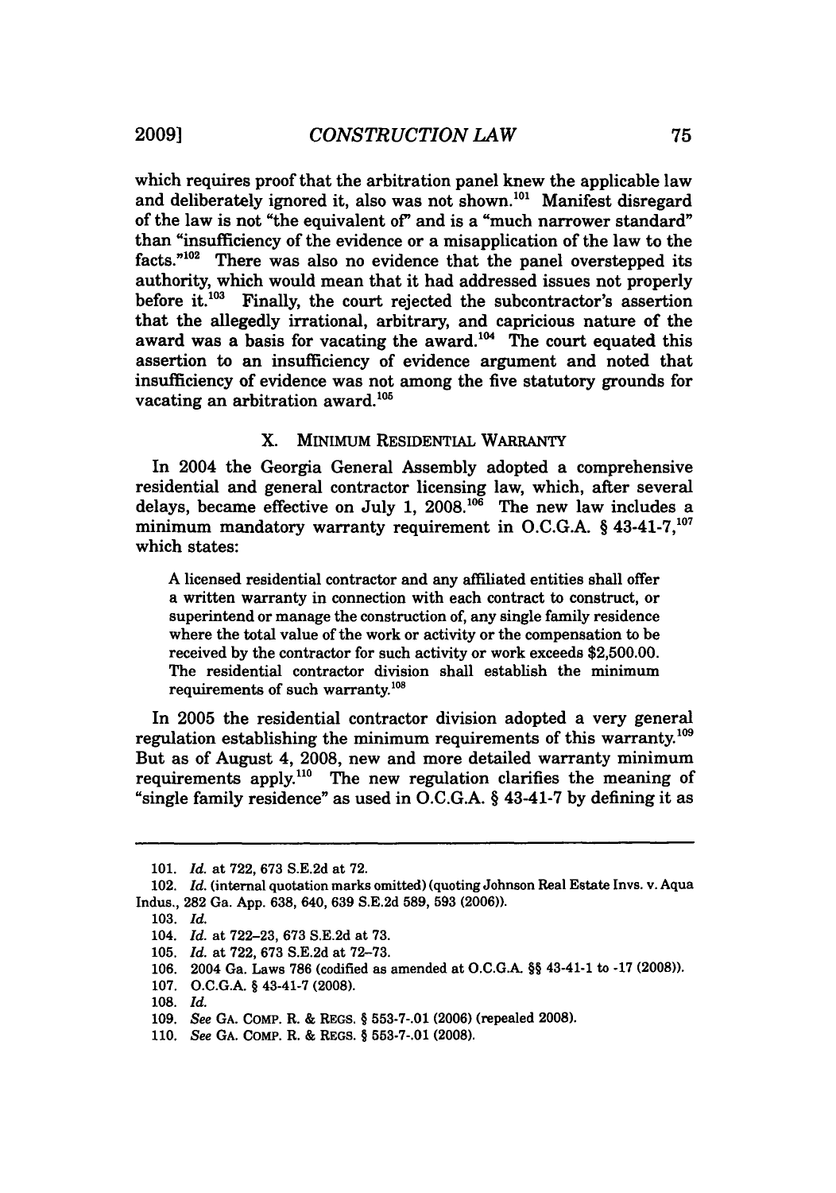which requires proof that the arbitration panel knew the applicable law and deliberately ignored it, also was not shown.[101] Manifest disregard of the law is not "the equivalent of" and is a "much narrower standard" than "insufficiency of the evidence or a misapplication of the law to the facts."[102] There was also no evidence that the panel overstepped its authority, which would mean that it had addressed issues not properly before it.[103] Finally, the court rejected the subcontractor's assertion that the allegedly irrational, arbitrary, and capricious nature of the award was a basis for vacating the award.[104] The court equated this assertion to an insufficiency of evidence argument and noted that insufficiency of evidence was not among the five statutory grounds for vacating an arbitration award.[105]

## X. MINIMUM RESIDENTIAL WARRANTY

In 2004 the Georgia General Assembly adopted a comprehensive residential and general contractor licensing law, which, after several delays, became effective on July 1, 2008.[106] The new law includes a minimum mandatory warranty requirement in O.C.G.A. § 43-41-7,[107] which states:

> A licensed residential contractor and any affiliated entities shall offer a written warranty in connection with each contract to construct, or superintend or manage the construction of, any single family residence where the total value of the work or activity or the compensation to be received by the contractor for such activity or work exceeds $2,500.00. The residential contractor division shall establish the minimum requirements of such warranty.[108]

In 2005 the residential contractor division adopted a very general regulation establishing the minimum requirements of this warranty.[109] But as of August 4, 2008, new and more detailed warranty minimum requirements apply.[110] The new regulation clarifies the meaning of "single family residence" as used in O.C.G.A. § 43-41-7 by defining it as

---

101. *Id.* at 722, 673 S.E.2d at 72.

102. *Id.* (internal quotation marks omitted) (quoting Johnson Real Estate Invs. v. Aqua Indus., 282 Ga. App. 638, 640, 639 S.E.2d 589, 593 (2006)).

103. *Id.*

104. *Id.* at 722–23, 673 S.E.2d at 73.

105. *Id.* at 722, 673 S.E.2d at 72–73.

106. 2004 Ga. Laws 786 (codified as amended at O.C.G.A. §§ 43-41-1 to -17 (2008)).

107. O.C.G.A. § 43-41-7 (2008).

108. *Id.*

109. *See* GA. COMP. R. & REGS. § 553-7-.01 (2006) (repealed 2008).

110. *See* GA. COMP. R. & REGS. § 553-7-.01 (2008).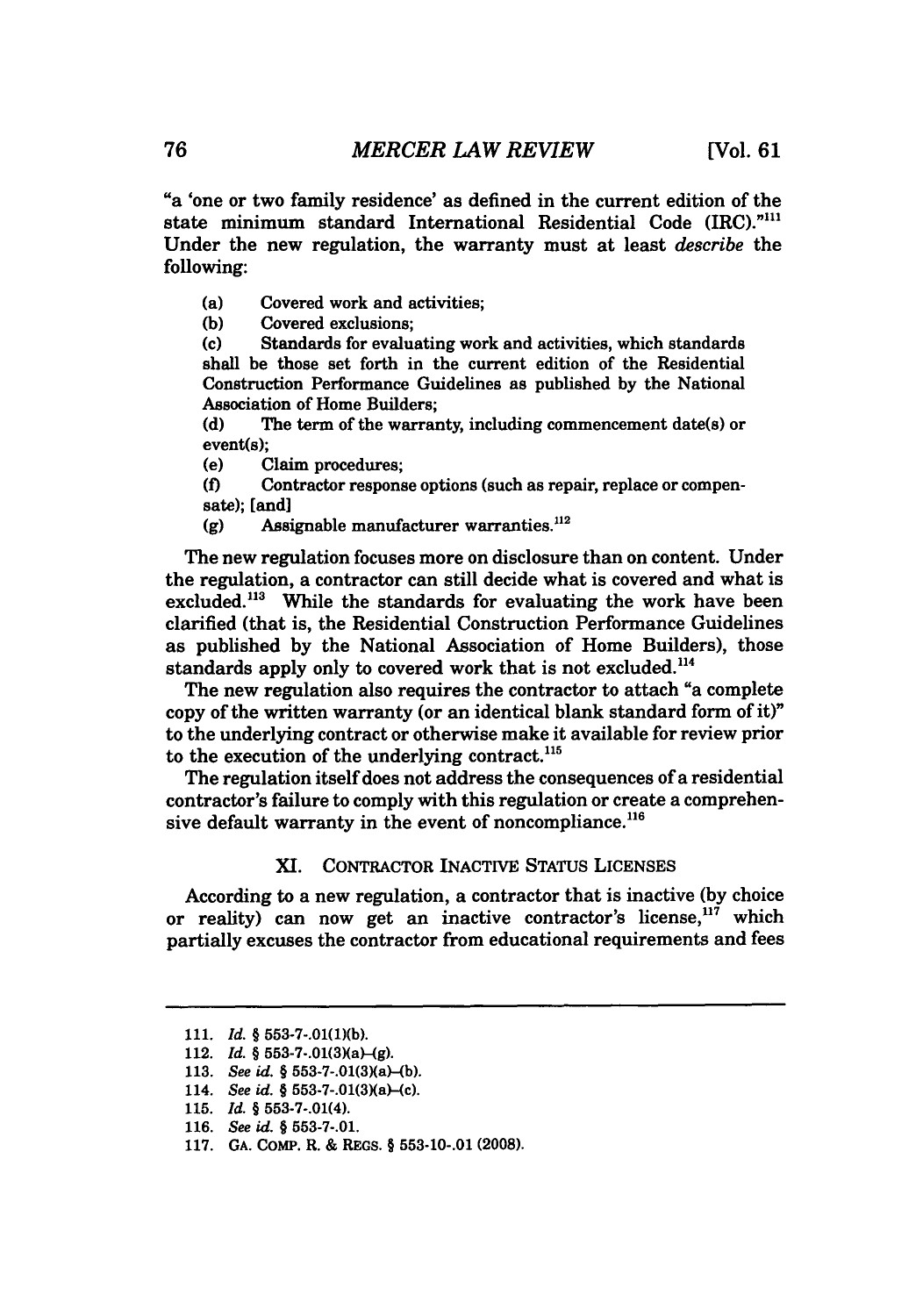"a 'one or two family residence' as defined in the current edition of the state minimum standard International Residential Code (IRC)."[111] Under the new regulation, the warranty must at least *describe* the following:

> (a) Covered work and activities;
> (b) Covered exclusions;
> (c) Standards for evaluating work and activities, which standards shall be those set forth in the current edition of the Residential Construction Performance Guidelines as published by the National Association of Home Builders;
> (d) The term of the warranty, including commencement date(s) or event(s);
> (e) Claim procedures;
> (f) Contractor response options (such as repair, replace or compensate); [and]
> (g) Assignable manufacturer warranties.[112]

The new regulation focuses more on disclosure than on content. Under the regulation, a contractor can still decide what is covered and what is excluded.[113] While the standards for evaluating the work have been clarified (that is, the Residential Construction Performance Guidelines as published by the National Association of Home Builders), those standards apply only to covered work that is not excluded.[114]

The new regulation also requires the contractor to attach "a complete copy of the written warranty (or an identical blank standard form of it)" to the underlying contract or otherwise make it available for review prior to the execution of the underlying contract.[115]

The regulation itself does not address the consequences of a residential contractor's failure to comply with this regulation or create a comprehensive default warranty in the event of noncompliance.[116]

## XI. CONTRACTOR INACTIVE STATUS LICENSES

According to a new regulation, a contractor that is inactive (by choice or reality) can now get an inactive contractor's license,[117] which partially excuses the contractor from educational requirements and fees

---

111. *Id.* § 553-7-.01(1)(b).
112. *Id.* § 553-7-.01(3)(a)–(g).
113. *See id.* § 553-7-.01(3)(a)–(b).
114. *See id.* § 553-7-.01(3)(a)–(c).
115. *Id.* § 553-7-.01(4).
116. *See id.* § 553-7-.01.
117. GA. COMP. R. & REGS. § 553-10-.01 (2008).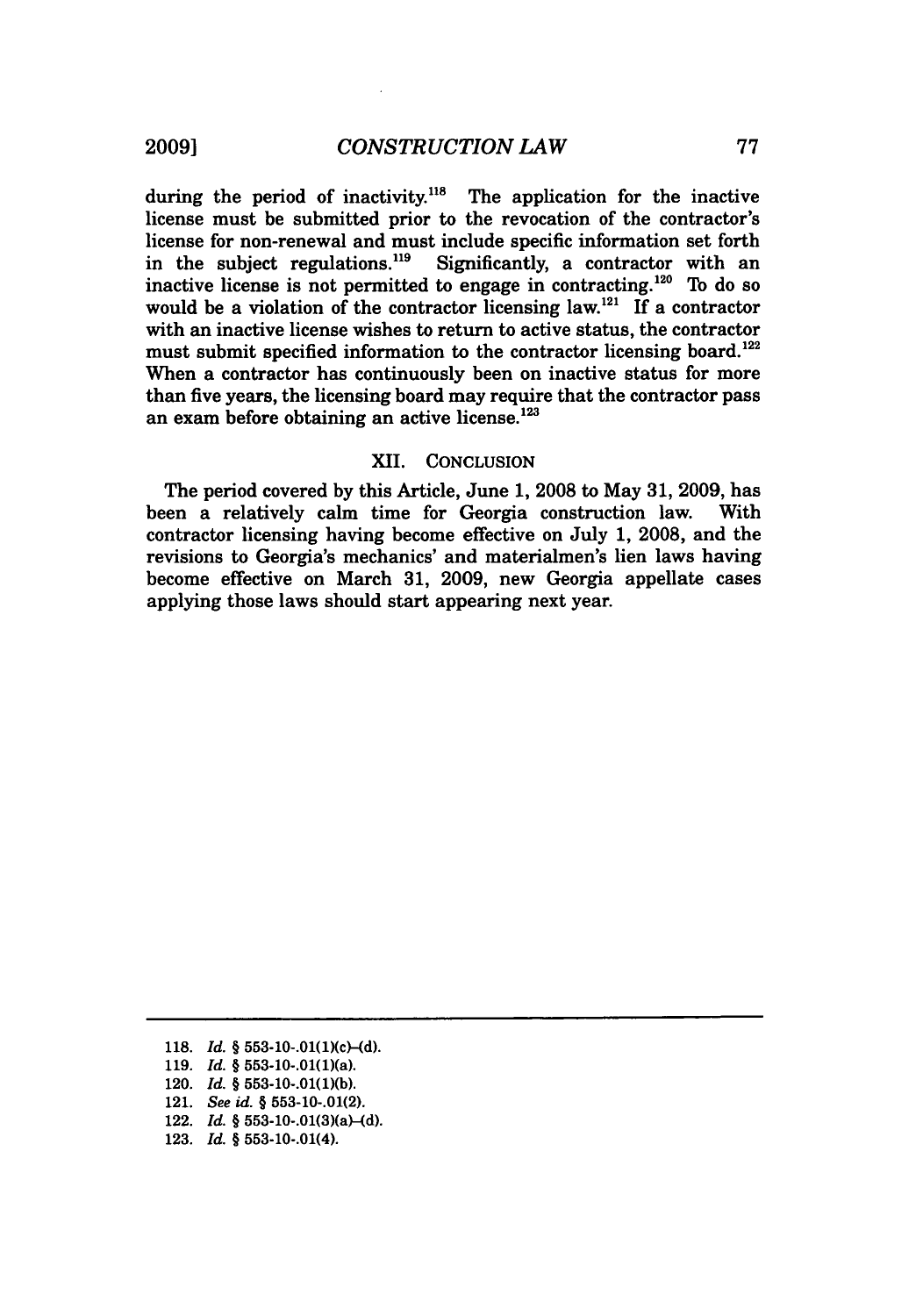during the period of inactivity.[118] The application for the inactive license must be submitted prior to the revocation of the contractor's license for non-renewal and must include specific information set forth in the subject regulations.[119] Significantly, a contractor with an inactive license is not permitted to engage in contracting.[120] To do so would be a violation of the contractor licensing law.[121] If a contractor with an inactive license wishes to return to active status, the contractor must submit specified information to the contractor licensing board.[122] When a contractor has continuously been on inactive status for more than five years, the licensing board may require that the contractor pass an exam before obtaining an active license.[123]

## XII. CONCLUSION

The period covered by this Article, June 1, 2008 to May 31, 2009, has been a relatively calm time for Georgia construction law. With contractor licensing having become effective on July 1, 2008, and the revisions to Georgia's mechanics' and materialmen's lien laws having become effective on March 31, 2009, new Georgia appellate cases applying those laws should start appearing next year.

---

118. *Id.* § 553-10-.01(1)(c)–(d).
119. *Id.* § 553-10-.01(1)(a).
120. *Id.* § 553-10-.01(1)(b).
121. *See id.* § 553-10-.01(2).
122. *Id.* § 553-10-.01(3)(a)–(d).
123. *Id.* § 553-10-.01(4).